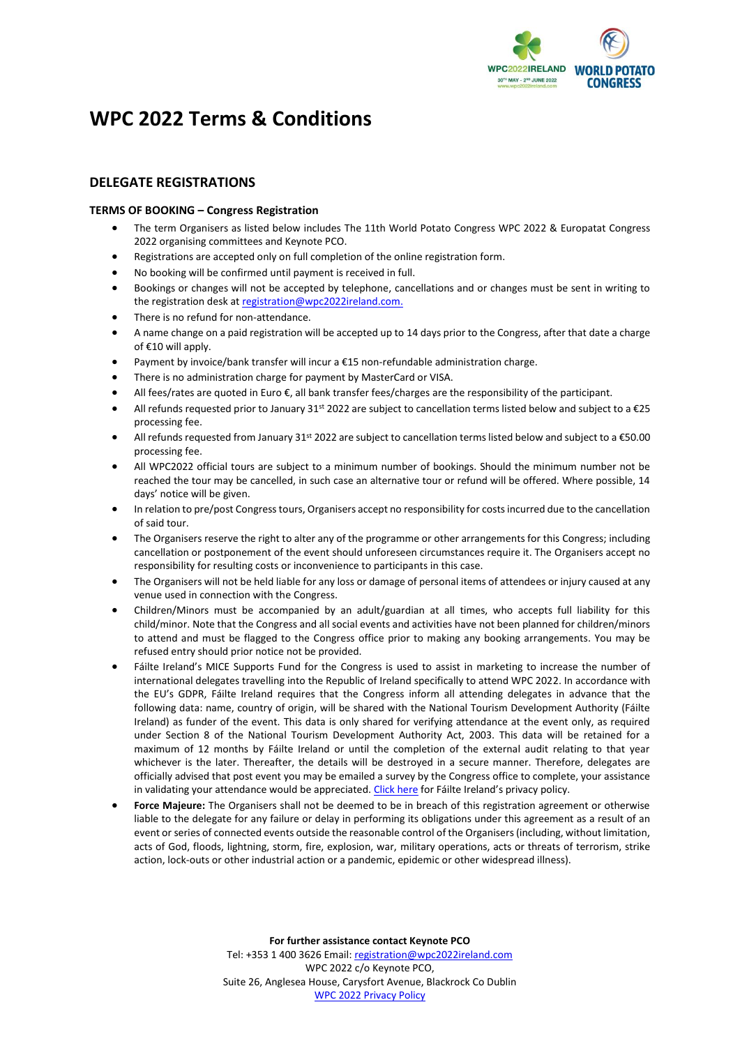# WPC 2022 Terms & Conditions

## DELEGATE REGISTRATIONS

**TERMS OF BOOKING – Congress Registration**

- The term Organisers as listed below includes The 11th World Potato Congress WPC 2022 & Europatat Congress 2022 organising committees and Keynote PCO.
- Registrations are accepted only on full completion of the online registration form.
- No booking will be confirmed until payment is received in full.
- Bookings or changes will not be accepted by telephone, cancellations and or changes must be sent in writing to the registration desk at registration@wpc2022ireland.com.
- There is no refund for non-attendance.
- A name change on a paid registration will be accepted up to 14 days prior to the Congress, after that date a charge of €10 will apply.
- Payment by invoice/bank transfer will incur a €15 non-refundable administration charge.
- There is no administration charge for payment by MasterCard or VISA.
- All fees/rates are quoted in Euro €, all bank transfer fees/charges are the responsibility of the participant.
- All refunds requested prior to January 31st 2022 are subject to cancellation terms listed below and subject to a €25 processing fee.
- All refunds requested from January 31st 2022 are subject to cancellation terms listed below and subject to a €50.00 processing fee.
- All WPC2022 official tours are subject to a minimum number of bookings. Should the minimum number not be reached the tour may be cancelled, in such case an alternative tour or refund will be offered. Where possible, 14 days' notice will be given.
- In relation to pre/post Congress tours, Organisers accept no responsibility for costs incurred due to the cancellation of said tour.
- The Organisers reserve the right to alter any of the programme or other arrangements for this Congress; including cancellation or postponement of the event should unforeseen circumstances require it. The Organisers accept no responsibility for resulting costs or inconvenience to participants in this case.
- The Organisers will not be held liable for any loss or damage of personal items of attendees or injury caused at any venue used in connection with the Congress.
- Children/Minors must be accompanied by an adult/guardian at all times, who accepts full liability for this child/minor. Note that the Congress and all social events and activities have not been planned for children/minors to attend and must be flagged to the Congress office prior to making any booking arrangements. You may be refused entry should prior notice not be provided.
- Fáilte Ireland's MICE Supports Fund for the Congress is used to assist in marketing to increase the number of international delegates travelling into the Republic of Ireland specifically to attend WPC 2022. In accordance with the EU's GDPR, Fáilte Ireland requires that the Congress inform all attending delegates in advance that the following data: name, country of origin, will be shared with the National Tourism Development Authority (Fáilte Ireland) as funder of the event. This data is only shared for verifying attendance at the event only, as required under Section 8 of the National Tourism Development Authority Act, 2003. This data will be retained for a maximum of 12 months by Fáilte Ireland or until the completion of the external audit relating to that year whichever is the later. Thereafter, the details will be destroyed in a secure manner. Therefore, delegates are officially advised that post event you may be emailed a survey by the Congress office to complete, your assistance in validating your attendance would be appreciated. Click here for Fáilte Ireland's privacy policy.
- **Force Majeure:** The Organisers shall not be deemed to be in breach of this registration agreement or otherwise liable to the delegate for any failure or delay in performing its obligations under this agreement as a result of an event or series of connected events outside the reasonable control of the Organisers (including, without limitation, acts of God, floods, lightning, storm, fire, explosion, war, military operations, acts or threats of terrorism, strike action, lock-outs or other industrial action or a pandemic, epidemic or other widespread illness).

**For further assistance contact Keynote PCO**
Tel: +353 1 400 3626 Email: registration@wpc2022ireland.com
WPC 2022 c/o Keynote PCO,
Suite 26, Anglesea House, Carysfort Avenue, Blackrock Co Dublin
WPC 2022 Privacy Policy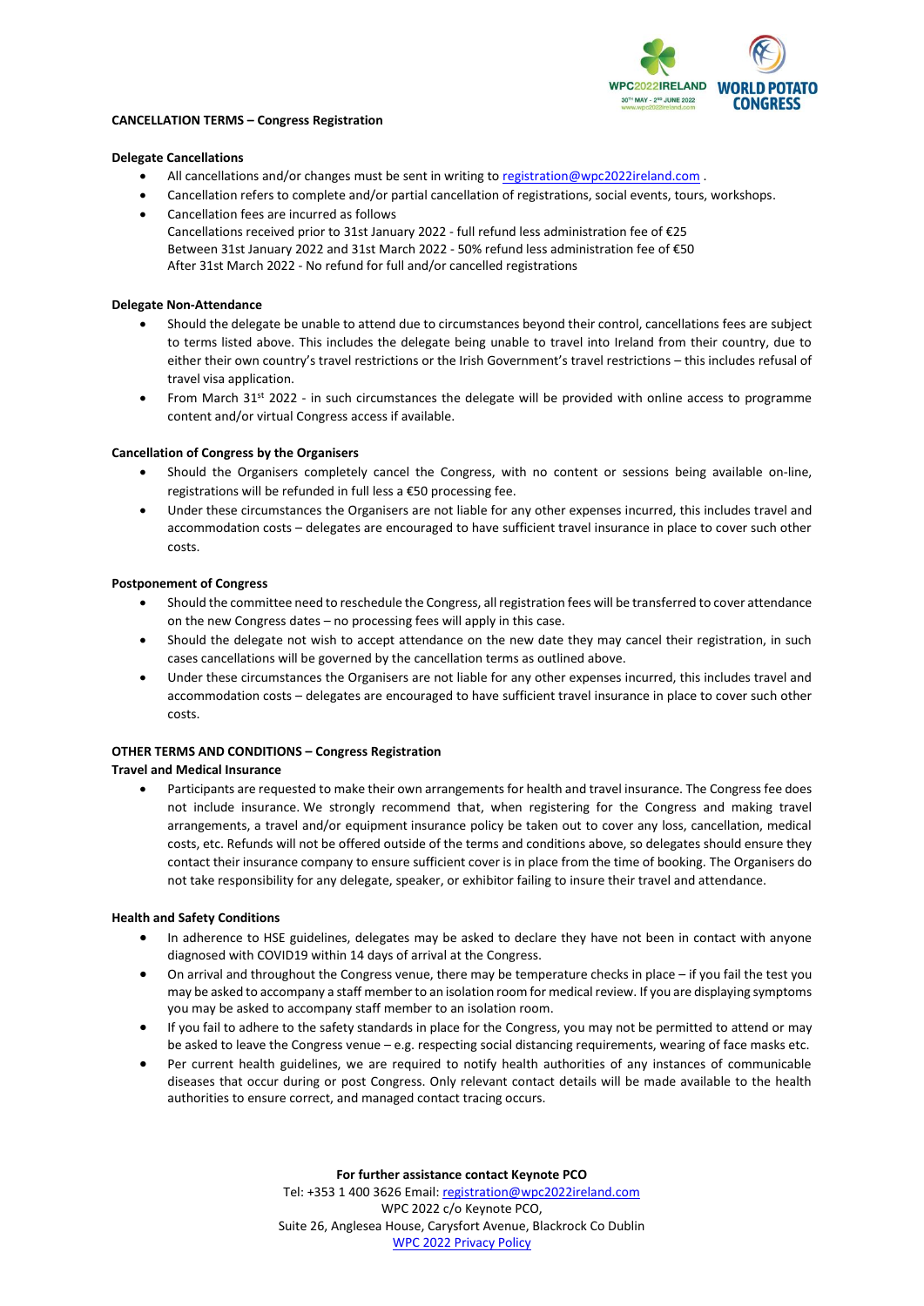## CANCELLATION TERMS – Congress Registration

### Delegate Cancellations

- All cancellations and/or changes must be sent in writing to registration@wpc2022ireland.com .
- Cancellation refers to complete and/or partial cancellation of registrations, social events, tours, workshops.
- Cancellation fees are incurred as follows  
  Cancellations received prior to 31st January 2022 - full refund less administration fee of €25  
  Between 31st January 2022 and 31st March 2022 - 50% refund less administration fee of €50  
  After 31st March 2022 - No refund for full and/or cancelled registrations

### Delegate Non-Attendance

- Should the delegate be unable to attend due to circumstances beyond their control, cancellations fees are subject to terms listed above. This includes the delegate being unable to travel into Ireland from their country, due to either their own country's travel restrictions or the Irish Government's travel restrictions – this includes refusal of travel visa application.
- From March 31st 2022 - in such circumstances the delegate will be provided with online access to programme content and/or virtual Congress access if available.

### Cancellation of Congress by the Organisers

- Should the Organisers completely cancel the Congress, with no content or sessions being available on-line, registrations will be refunded in full less a €50 processing fee.
- Under these circumstances the Organisers are not liable for any other expenses incurred, this includes travel and accommodation costs – delegates are encouraged to have sufficient travel insurance in place to cover such other costs.

### Postponement of Congress

- Should the committee need to reschedule the Congress, all registration fees will be transferred to cover attendance on the new Congress dates – no processing fees will apply in this case.
- Should the delegate not wish to accept attendance on the new date they may cancel their registration, in such cases cancellations will be governed by the cancellation terms as outlined above.
- Under these circumstances the Organisers are not liable for any other expenses incurred, this includes travel and accommodation costs – delegates are encouraged to have sufficient travel insurance in place to cover such other costs.

## OTHER TERMS AND CONDITIONS – Congress Registration

### Travel and Medical Insurance

- Participants are requested to make their own arrangements for health and travel insurance. The Congress fee does not include insurance. We strongly recommend that, when registering for the Congress and making travel arrangements, a travel and/or equipment insurance policy be taken out to cover any loss, cancellation, medical costs, etc. Refunds will not be offered outside of the terms and conditions above, so delegates should ensure they contact their insurance company to ensure sufficient cover is in place from the time of booking. The Organisers do not take responsibility for any delegate, speaker, or exhibitor failing to insure their travel and attendance.

### Health and Safety Conditions

- In adherence to HSE guidelines, delegates may be asked to declare they have not been in contact with anyone diagnosed with COVID19 within 14 days of arrival at the Congress.
- On arrival and throughout the Congress venue, there may be temperature checks in place – if you fail the test you may be asked to accompany a staff member to an isolation room for medical review. If you are displaying symptoms you may be asked to accompany staff member to an isolation room.
- If you fail to adhere to the safety standards in place for the Congress, you may not be permitted to attend or may be asked to leave the Congress venue – e.g. respecting social distancing requirements, wearing of face masks etc.
- Per current health guidelines, we are required to notify health authorities of any instances of communicable diseases that occur during or post Congress. Only relevant contact details will be made available to the health authorities to ensure correct, and managed contact tracing occurs.

**For further assistance contact Keynote PCO**  
Tel: +353 1 400 3626 Email: registration@wpc2022ireland.com  
WPC 2022 c/o Keynote PCO,  
Suite 26, Anglesea House, Carysfort Avenue, Blackrock Co Dublin  
WPC 2022 Privacy Policy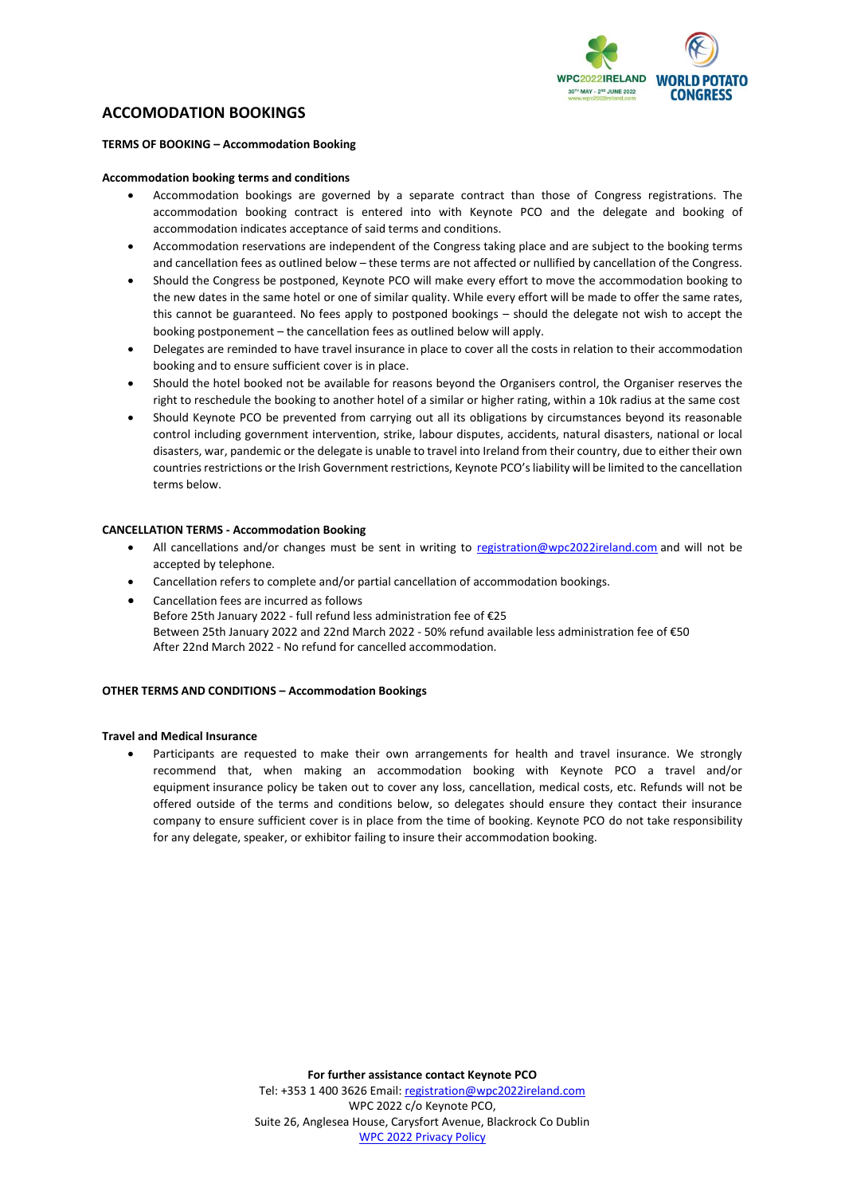## ACCOMODATION BOOKINGS

**TERMS OF BOOKING – Accommodation Booking**

**Accommodation booking terms and conditions**

- Accommodation bookings are governed by a separate contract than those of Congress registrations. The accommodation booking contract is entered into with Keynote PCO and the delegate and booking of accommodation indicates acceptance of said terms and conditions.
- Accommodation reservations are independent of the Congress taking place and are subject to the booking terms and cancellation fees as outlined below – these terms are not affected or nullified by cancellation of the Congress.
- Should the Congress be postponed, Keynote PCO will make every effort to move the accommodation booking to the new dates in the same hotel or one of similar quality. While every effort will be made to offer the same rates, this cannot be guaranteed. No fees apply to postponed bookings – should the delegate not wish to accept the booking postponement – the cancellation fees as outlined below will apply.
- Delegates are reminded to have travel insurance in place to cover all the costs in relation to their accommodation booking and to ensure sufficient cover is in place.
- Should the hotel booked not be available for reasons beyond the Organisers control, the Organiser reserves the right to reschedule the booking to another hotel of a similar or higher rating, within a 10k radius at the same cost
- Should Keynote PCO be prevented from carrying out all its obligations by circumstances beyond its reasonable control including government intervention, strike, labour disputes, accidents, natural disasters, national or local disasters, war, pandemic or the delegate is unable to travel into Ireland from their country, due to either their own countries restrictions or the Irish Government restrictions, Keynote PCO's liability will be limited to the cancellation terms below.

**CANCELLATION TERMS - Accommodation Booking**

- All cancellations and/or changes must be sent in writing to registration@wpc2022ireland.com and will not be accepted by telephone.
- Cancellation refers to complete and/or partial cancellation of accommodation bookings.
- Cancellation fees are incurred as follows
  Before 25th January 2022 - full refund less administration fee of €25
  Between 25th January 2022 and 22nd March 2022 - 50% refund available less administration fee of €50
  After 22nd March 2022 - No refund for cancelled accommodation.

**OTHER TERMS AND CONDITIONS – Accommodation Bookings**

**Travel and Medical Insurance**

- Participants are requested to make their own arrangements for health and travel insurance. We strongly recommend that, when making an accommodation booking with Keynote PCO a travel and/or equipment insurance policy be taken out to cover any loss, cancellation, medical costs, etc. Refunds will not be offered outside of the terms and conditions below, so delegates should ensure they contact their insurance company to ensure sufficient cover is in place from the time of booking. Keynote PCO do not take responsibility for any delegate, speaker, or exhibitor failing to insure their accommodation booking.

**For further assistance contact Keynote PCO**
Tel: +353 1 400 3626 Email: registration@wpc2022ireland.com
WPC 2022 c/o Keynote PCO,
Suite 26, Anglesea House, Carysfort Avenue, Blackrock Co Dublin
WPC 2022 Privacy Policy